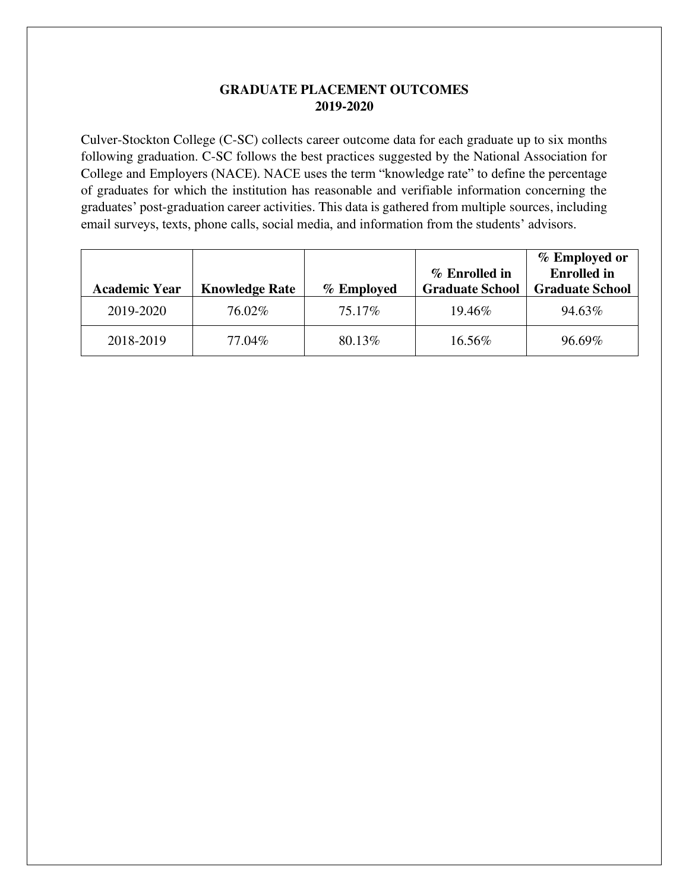# GRADUATE PLACEMENT OUTCOMES
## 2019-2020

Culver-Stockton College (C-SC) collects career outcome data for each graduate up to six months following graduation. C-SC follows the best practices suggested by the National Association for College and Employers (NACE). NACE uses the term "knowledge rate" to define the percentage of graduates for which the institution has reasonable and verifiable information concerning the graduates' post-graduation career activities. This data is gathered from multiple sources, including email surveys, texts, phone calls, social media, and information from the students' advisors.

| Academic Year | Knowledge Rate | % Employed | % Enrolled in Graduate School | % Employed or Enrolled in Graduate School |
|---|---|---|---|---|
| 2019-2020 | 76.02% | 75.17% | 19.46% | 94.63% |
| 2018-2019 | 77.04% | 80.13% | 16.56% | 96.69% |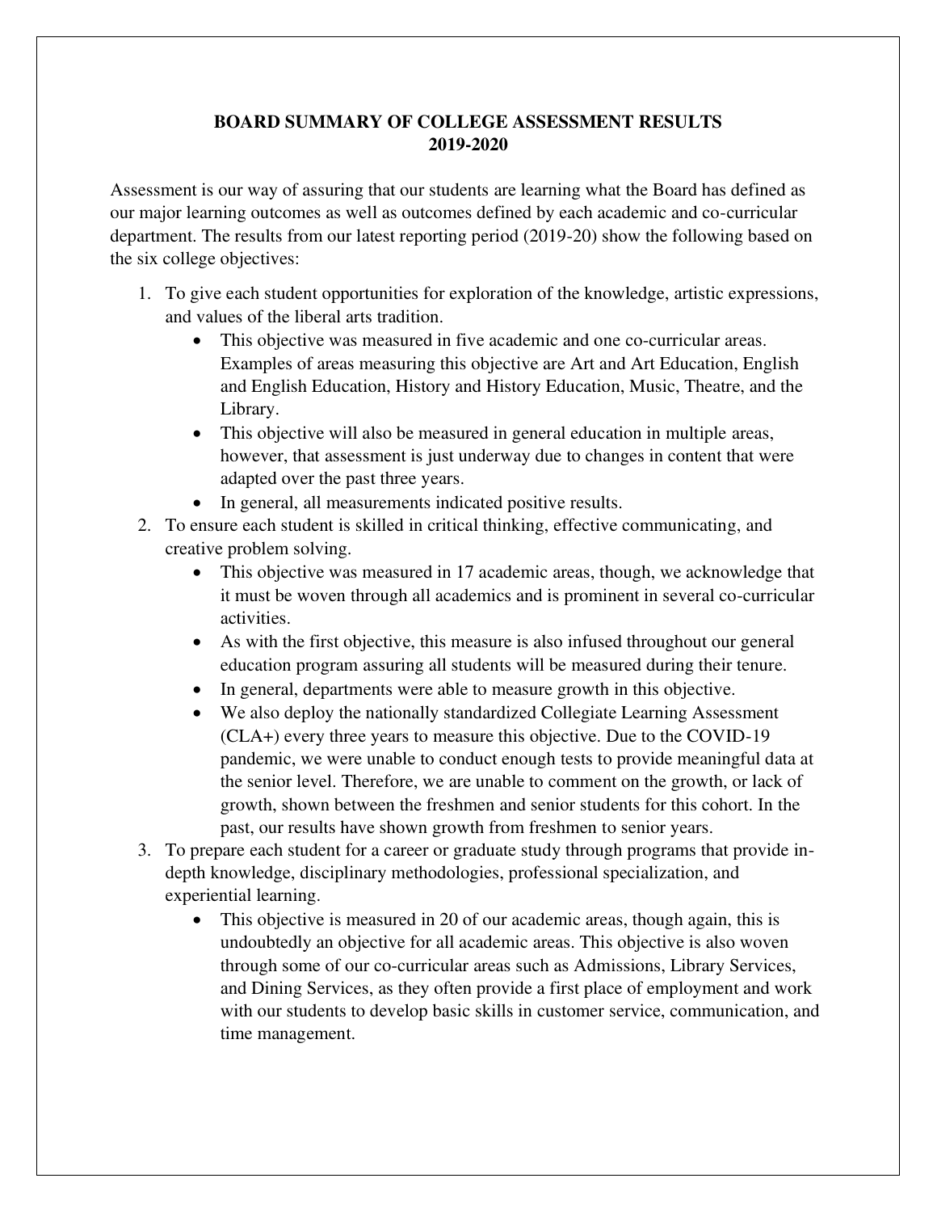**BOARD SUMMARY OF COLLEGE ASSESSMENT RESULTS**
**2019-2020**

Assessment is our way of assuring that our students are learning what the Board has defined as our major learning outcomes as well as outcomes defined by each academic and co-curricular department. The results from our latest reporting period (2019-20) show the following based on the six college objectives:

1. To give each student opportunities for exploration of the knowledge, artistic expressions, and values of the liberal arts tradition.
   - This objective was measured in five academic and one co-curricular areas. Examples of areas measuring this objective are Art and Art Education, English and English Education, History and History Education, Music, Theatre, and the Library.
   - This objective will also be measured in general education in multiple areas, however, that assessment is just underway due to changes in content that were adapted over the past three years.
   - In general, all measurements indicated positive results.
2. To ensure each student is skilled in critical thinking, effective communicating, and creative problem solving.
   - This objective was measured in 17 academic areas, though, we acknowledge that it must be woven through all academics and is prominent in several co-curricular activities.
   - As with the first objective, this measure is also infused throughout our general education program assuring all students will be measured during their tenure.
   - In general, departments were able to measure growth in this objective.
   - We also deploy the nationally standardized Collegiate Learning Assessment (CLA+) every three years to measure this objective. Due to the COVID-19 pandemic, we were unable to conduct enough tests to provide meaningful data at the senior level. Therefore, we are unable to comment on the growth, or lack of growth, shown between the freshmen and senior students for this cohort. In the past, our results have shown growth from freshmen to senior years.
3. To prepare each student for a career or graduate study through programs that provide in-depth knowledge, disciplinary methodologies, professional specialization, and experiential learning.
   - This objective is measured in 20 of our academic areas, though again, this is undoubtedly an objective for all academic areas. This objective is also woven through some of our co-curricular areas such as Admissions, Library Services, and Dining Services, as they often provide a first place of employment and work with our students to develop basic skills in customer service, communication, and time management.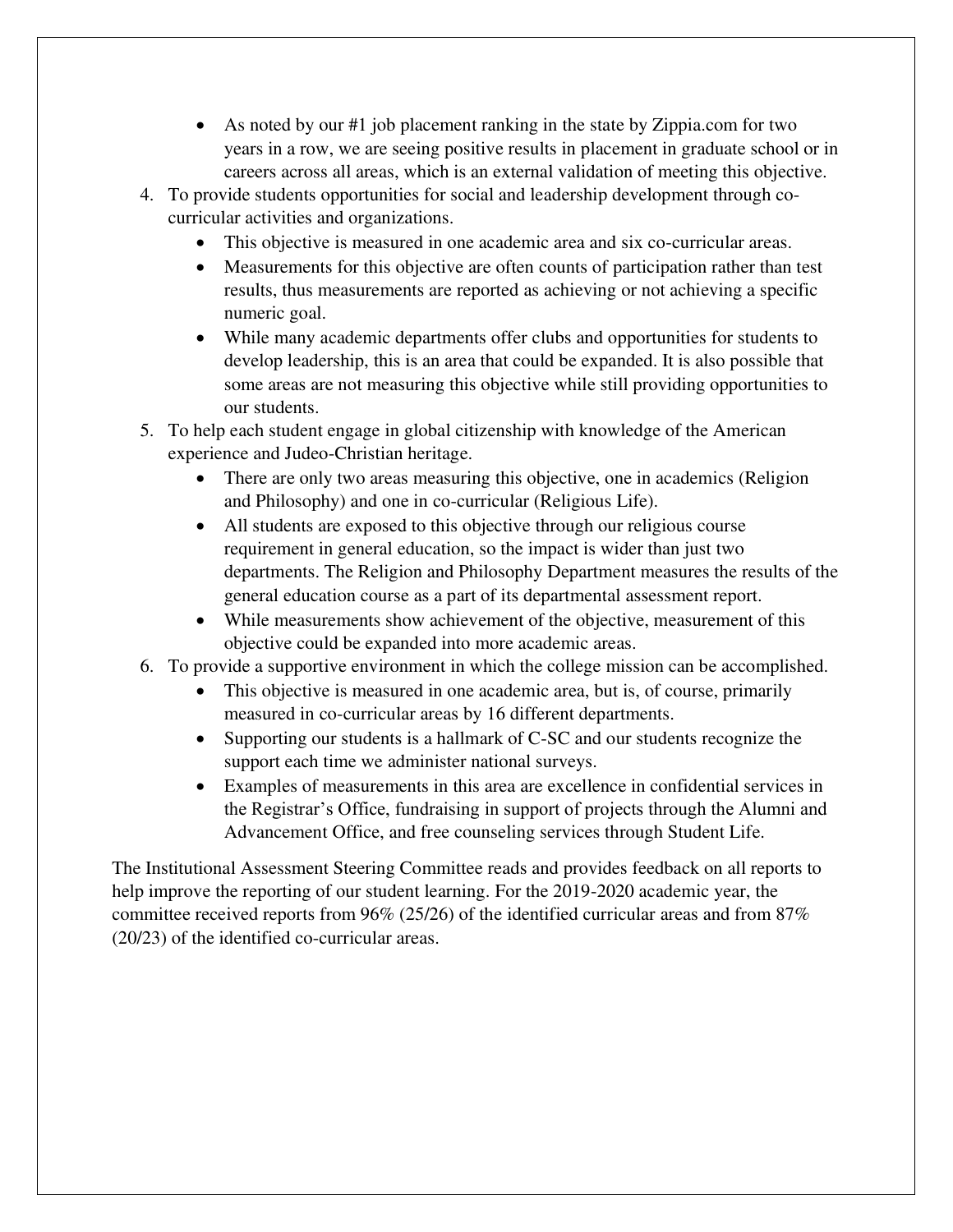- As noted by our #1 job placement ranking in the state by Zippia.com for two years in a row, we are seeing positive results in placement in graduate school or in careers across all areas, which is an external validation of meeting this objective.

4. To provide students opportunities for social and leadership development through co-curricular activities and organizations.
    - This objective is measured in one academic area and six co-curricular areas.
    - Measurements for this objective are often counts of participation rather than test results, thus measurements are reported as achieving or not achieving a specific numeric goal.
    - While many academic departments offer clubs and opportunities for students to develop leadership, this is an area that could be expanded. It is also possible that some areas are not measuring this objective while still providing opportunities to our students.
5. To help each student engage in global citizenship with knowledge of the American experience and Judeo-Christian heritage.
    - There are only two areas measuring this objective, one in academics (Religion and Philosophy) and one in co-curricular (Religious Life).
    - All students are exposed to this objective through our religious course requirement in general education, so the impact is wider than just two departments. The Religion and Philosophy Department measures the results of the general education course as a part of its departmental assessment report.
    - While measurements show achievement of the objective, measurement of this objective could be expanded into more academic areas.
6. To provide a supportive environment in which the college mission can be accomplished.
    - This objective is measured in one academic area, but is, of course, primarily measured in co-curricular areas by 16 different departments.
    - Supporting our students is a hallmark of C-SC and our students recognize the support each time we administer national surveys.
    - Examples of measurements in this area are excellence in confidential services in the Registrar's Office, fundraising in support of projects through the Alumni and Advancement Office, and free counseling services through Student Life.

The Institutional Assessment Steering Committee reads and provides feedback on all reports to help improve the reporting of our student learning. For the 2019-2020 academic year, the committee received reports from 96% (25/26) of the identified curricular areas and from 87% (20/23) of the identified co-curricular areas.